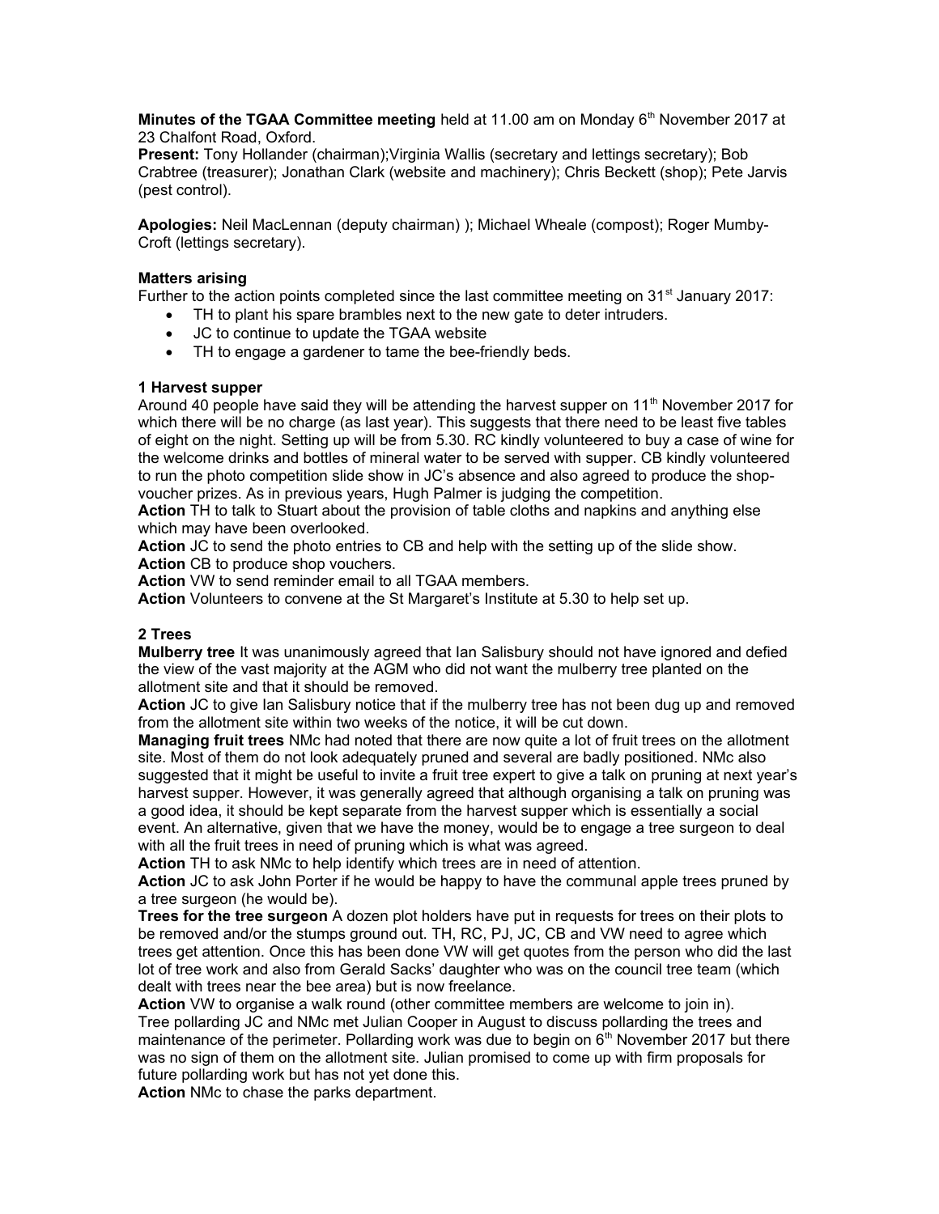**Minutes of the TGAA Committee meeting** held at 11.00 am on Monday 6th November 2017 at 23 Chalfont Road, Oxford.

**Present:** Tony Hollander (chairman);Virginia Wallis (secretary and lettings secretary); Bob Crabtree (treasurer); Jonathan Clark (website and machinery); Chris Beckett (shop); Pete Jarvis (pest control).

**Apologies:** Neil MacLennan (deputy chairman) ); Michael Wheale (compost); Roger Mumby-Croft (lettings secretary).

**Matters arising**

Further to the action points completed since the last committee meeting on 31st January 2017:

- TH to plant his spare brambles next to the new gate to deter intruders.
- JC to continue to update the TGAA website
- TH to engage a gardener to tame the bee-friendly beds.

**1 Harvest supper**

Around 40 people have said they will be attending the harvest supper on 11th November 2017 for which there will be no charge (as last year). This suggests that there need to be least five tables of eight on the night. Setting up will be from 5.30. RC kindly volunteered to buy a case of wine for the welcome drinks and bottles of mineral water to be served with supper. CB kindly volunteered to run the photo competition slide show in JC's absence and also agreed to produce the shop-voucher prizes. As in previous years, Hugh Palmer is judging the competition.

**Action** TH to talk to Stuart about the provision of table cloths and napkins and anything else which may have been overlooked.

**Action** JC to send the photo entries to CB and help with the setting up of the slide show.

**Action** CB to produce shop vouchers.

**Action** VW to send reminder email to all TGAA members.

**Action** Volunteers to convene at the St Margaret's Institute at 5.30 to help set up.

**2 Trees**

**Mulberry tree** It was unanimously agreed that Ian Salisbury should not have ignored and defied the view of the vast majority at the AGM who did not want the mulberry tree planted on the allotment site and that it should be removed.

**Action** JC to give Ian Salisbury notice that if the mulberry tree has not been dug up and removed from the allotment site within two weeks of the notice, it will be cut down.

**Managing fruit trees** NMc had noted that there are now quite a lot of fruit trees on the allotment site. Most of them do not look adequately pruned and several are badly positioned. NMc also suggested that it might be useful to invite a fruit tree expert to give a talk on pruning at next year's harvest supper. However, it was generally agreed that although organising a talk on pruning was a good idea, it should be kept separate from the harvest supper which is essentially a social event. An alternative, given that we have the money, would be to engage a tree surgeon to deal with all the fruit trees in need of pruning which is what was agreed.

**Action** TH to ask NMc to help identify which trees are in need of attention.

**Action** JC to ask John Porter if he would be happy to have the communal apple trees pruned by a tree surgeon (he would be).

**Trees for the tree surgeon** A dozen plot holders have put in requests for trees on their plots to be removed and/or the stumps ground out. TH, RC, PJ, JC, CB and VW need to agree which trees get attention. Once this has been done VW will get quotes from the person who did the last lot of tree work and also from Gerald Sacks' daughter who was on the council tree team (which dealt with trees near the bee area) but is now freelance.

**Action** VW to organise a walk round (other committee members are welcome to join in).

Tree pollarding JC and NMc met Julian Cooper in August to discuss pollarding the trees and maintenance of the perimeter. Pollarding work was due to begin on 6th November 2017 but there was no sign of them on the allotment site. Julian promised to come up with firm proposals for future pollarding work but has not yet done this.

**Action** NMc to chase the parks department.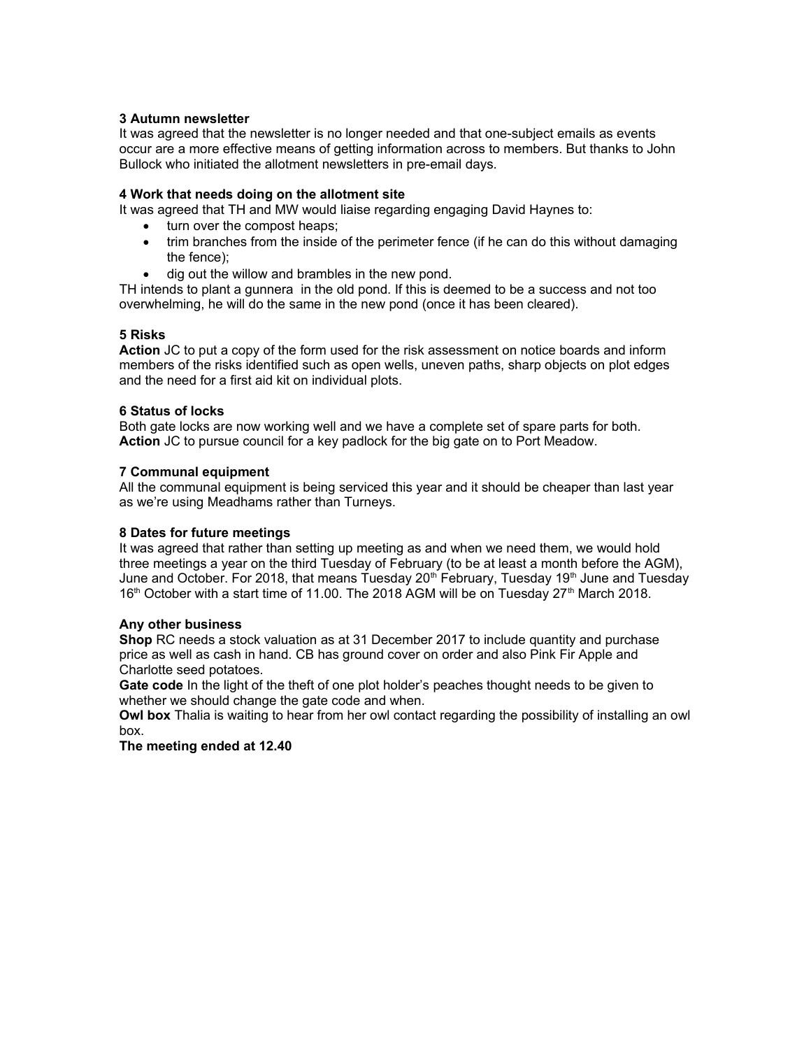### 3 Autumn newsletter

It was agreed that the newsletter is no longer needed and that one-subject emails as events occur are a more effective means of getting information across to members. But thanks to John Bullock who initiated the allotment newsletters in pre-email days.

### 4 Work that needs doing on the allotment site

It was agreed that TH and MW would liaise regarding engaging David Haynes to:

- turn over the compost heaps;
- trim branches from the inside of the perimeter fence (if he can do this without damaging the fence);
- dig out the willow and brambles in the new pond.

TH intends to plant a gunnera in the old pond. If this is deemed to be a success and not too overwhelming, he will do the same in the new pond (once it has been cleared).

### 5 Risks

**Action** JC to put a copy of the form used for the risk assessment on notice boards and inform members of the risks identified such as open wells, uneven paths, sharp objects on plot edges and the need for a first aid kit on individual plots.

### 6 Status of locks

Both gate locks are now working well and we have a complete set of spare parts for both.
**Action** JC to pursue council for a key padlock for the big gate on to Port Meadow.

### 7 Communal equipment

All the communal equipment is being serviced this year and it should be cheaper than last year as we're using Meadhams rather than Turneys.

### 8 Dates for future meetings

It was agreed that rather than setting up meeting as and when we need them, we would hold three meetings a year on the third Tuesday of February (to be at least a month before the AGM), June and October. For 2018, that means Tuesday 20th February, Tuesday 19th June and Tuesday 16th October with a start time of 11.00. The 2018 AGM will be on Tuesday 27th March 2018.

### Any other business

**Shop** RC needs a stock valuation as at 31 December 2017 to include quantity and purchase price as well as cash in hand. CB has ground cover on order and also Pink Fir Apple and Charlotte seed potatoes.
**Gate code** In the light of the theft of one plot holder's peaches thought needs to be given to whether we should change the gate code and when.
**Owl box** Thalia is waiting to hear from her owl contact regarding the possibility of installing an owl box.
**The meeting ended at 12.40**